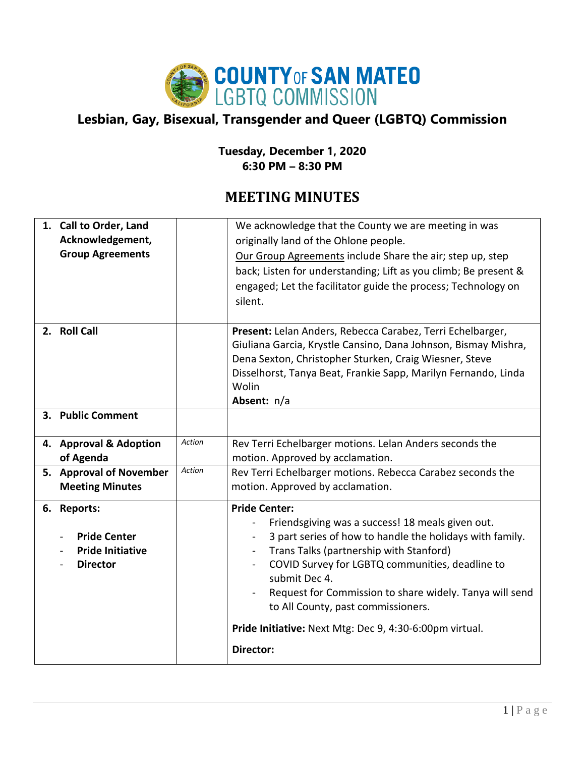# COUNTY OF SAN MATEO LGBTQ COMMISSION

## Lesbian, Gay, Bisexual, Transgender and Queer (LGBTQ) Commission

**Tuesday, December 1, 2020**
**6:30 PM – 8:30 PM**

## MEETING MINUTES

| Item | Type | Notes |
|---|---|---|
| **1. Call to Order, Land Acknowledgement, Group Agreements** | | We acknowledge that the County we are meeting in was originally land of the Ohlone people.<br>Our Group Agreements include Share the air; step up, step back; Listen for understanding; Lift as you climb; Be present & engaged; Let the facilitator guide the process; Technology on silent. |
| **2. Roll Call** | | **Present:** Lelan Anders, Rebecca Carabez, Terri Echelbarger, Giuliana Garcia, Krystle Cansino, Dana Johnson, Bismay Mishra, Dena Sexton, Christopher Sturken, Craig Wiesner, Steve Disselhorst, Tanya Beat, Frankie Sapp, Marilyn Fernando, Linda Wolin<br>**Absent:** n/a |
| **3. Public Comment** | | |
| **4. Approval & Adoption of Agenda** | *Action* | Rev Terri Echelbarger motions. Lelan Anders seconds the motion. Approved by acclamation. |
| **5. Approval of November Meeting Minutes** | *Action* | Rev Terri Echelbarger motions. Rebecca Carabez seconds the motion. Approved by acclamation. |
| **6. Reports:**<br>- **Pride Center**<br>- **Pride Initiative**<br>- **Director** | | **Pride Center:**<br>- Friendsgiving was a success! 18 meals given out.<br>- 3 part series of how to handle the holidays with family.<br>- Trans Talks (partnership with Stanford)<br>- COVID Survey for LGBTQ communities, deadline to submit Dec 4.<br>- Request for Commission to share widely. Tanya will send to All County, past commissioners.<br>**Pride Initiative:** Next Mtg: Dec 9, 4:30-6:00pm virtual.<br>**Director:** |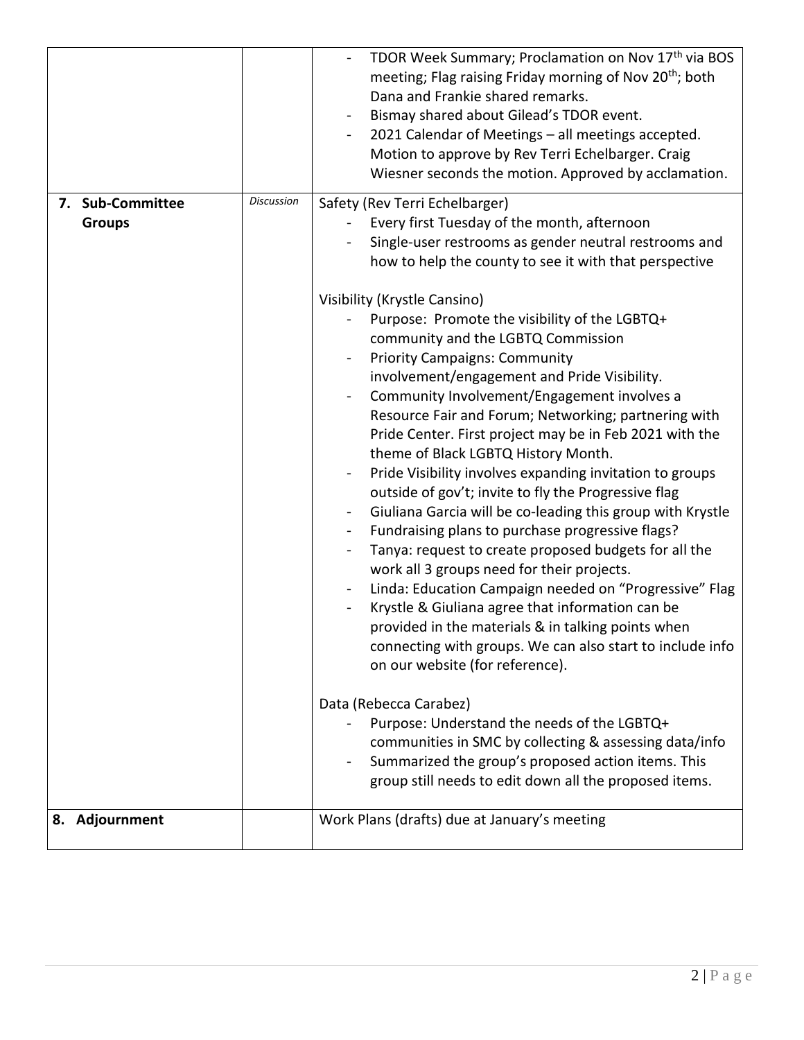| | | |
|---|---|---|
| | | - TDOR Week Summary; Proclamation on Nov 17th via BOS meeting; Flag raising Friday morning of Nov 20th; both Dana and Frankie shared remarks.<br>- Bismay shared about Gilead's TDOR event.<br>- 2021 Calendar of Meetings – all meetings accepted. Motion to approve by Rev Terri Echelbarger. Craig Wiesner seconds the motion. Approved by acclamation. |
| **7. Sub-Committee Groups** | *Discussion* | Safety (Rev Terri Echelbarger)<br>- Every first Tuesday of the month, afternoon<br>- Single-user restrooms as gender neutral restrooms and how to help the county to see it with that perspective<br><br>Visibility (Krystle Cansino)<br>- Purpose: Promote the visibility of the LGBTQ+ community and the LGBTQ Commission<br>- Priority Campaigns: Community involvement/engagement and Pride Visibility.<br>- Community Involvement/Engagement involves a Resource Fair and Forum; Networking; partnering with Pride Center. First project may be in Feb 2021 with the theme of Black LGBTQ History Month.<br>- Pride Visibility involves expanding invitation to groups outside of gov't; invite to fly the Progressive flag<br>- Giuliana Garcia will be co-leading this group with Krystle<br>- Fundraising plans to purchase progressive flags?<br>- Tanya: request to create proposed budgets for all the work all 3 groups need for their projects.<br>- Linda: Education Campaign needed on "Progressive" Flag<br>- Krystle & Giuliana agree that information can be provided in the materials & in talking points when connecting with groups. We can also start to include info on our website (for reference).<br><br>Data (Rebecca Carabez)<br>- Purpose: Understand the needs of the LGBTQ+ communities in SMC by collecting & assessing data/info<br>- Summarized the group's proposed action items. This group still needs to edit down all the proposed items. |
| **8. Adjournment** | | Work Plans (drafts) due at January's meeting |